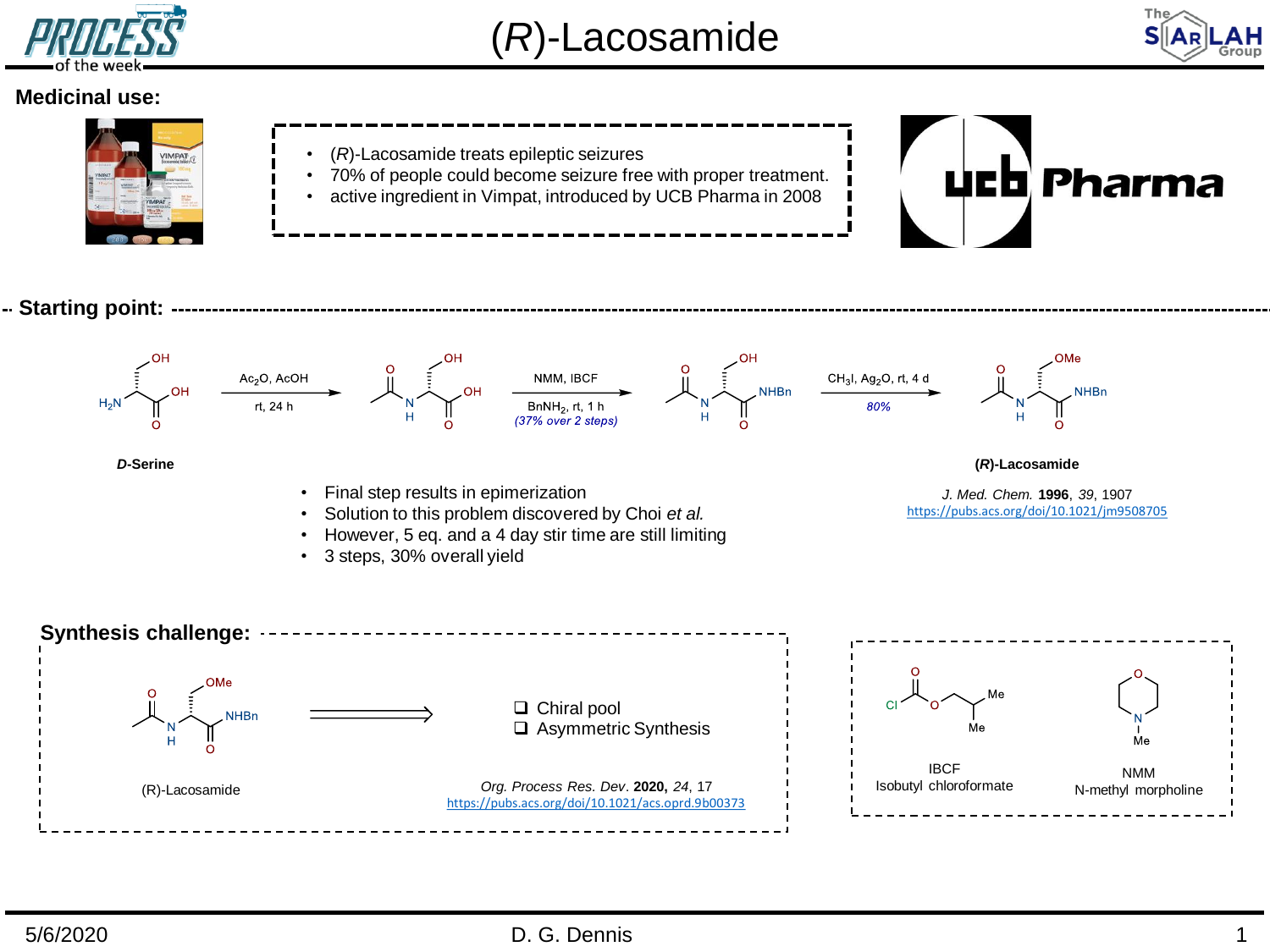# (*R*)-Lacosamide

**Medicinal use:**

- (*R*)-Lacosamide treats epileptic seizures
- 70% of people could become seizure free with proper treatment.
- active ingredient in Vimpat, introduced by UCB Pharma in 2008

ucb Pharma

## Starting point:

**D-Serine**

$Ac_2O$, AcOH
rt, 24 h

NMM, IBCF
$BnNH_2$, rt, 1 h
*(37% over 2 steps)*

$CH_3I$, $Ag_2O$, rt, 4 d
*80%*

**(*R*)-Lacosamide**

*J. Med. Chem.* **1996**, *39*, 1907
https://pubs.acs.org/doi/10.1021/jm9508705

- Final step results in epimerization
- Solution to this problem discovered by Choi *et al.*
- However, 5 eq. and a 4 day stir time are still limiting
- 3 steps, 30% overall yield

## Synthesis challenge:

(R)-Lacosamide

- ❑ Chiral pool
- ❑ Asymmetric Synthesis

*Org. Process Res. Dev*. **2020**, *24*, 17
https://pubs.acs.org/doi/10.1021/acs.oprd.9b00373

IBCF
Isobutyl chloroformate

NMM
N-methyl morpholine

D. G. Dennis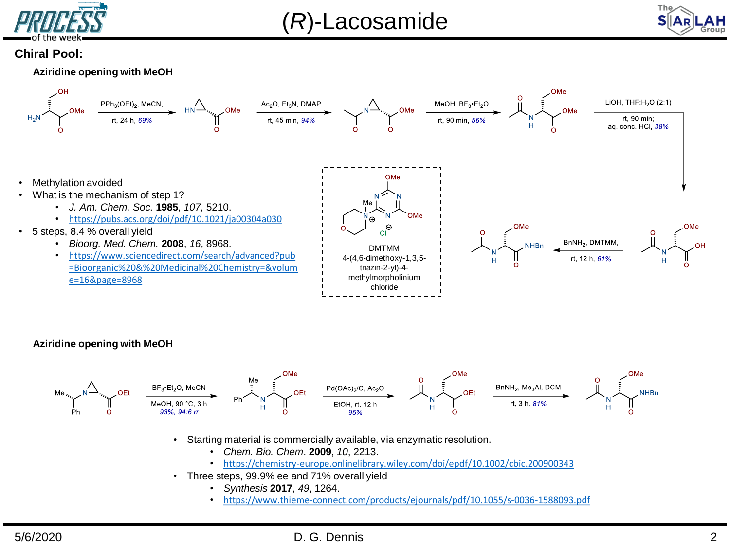# (*R*)-Lacosamide

## Chiral Pool:

### Aziridine opening with MeOH

$PPh_3(OEt)_2$, MeCN, rt, 24 h, 69%

$Ac_2O$, $Et_3N$, DMAP, rt, 45 min, 94%

MeOH, $BF_3{\bullet}Et_2O$, rt, 90 min, 56%

LiOH, THF:$H_2O$ (2:1), rt, 90 min; aq. conc. HCl, 38%

$BnNH_2$, DMTMM, rt, 12 h, 61%

DMTMM
4-(4,6-dimethoxy-1,3,5-triazin-2-yl)-4-methylmorpholinium chloride

- Methylation avoided
- What is the mechanism of step 1?
  - *J. Am. Chem. Soc.* **1985**, *107*, 5210.
  - https://pubs.acs.org/doi/pdf/10.1021/ja00304a030
- 5 steps, 8.4 % overall yield
  - *Bioorg. Med. Chem.* **2008**, *16*, 8968.
  - https://www.sciencedirect.com/search/advanced?pub=Bioorganic%20&%20Medicinal%20Chemistry=&volume=16&page=8968

### Aziridine opening with MeOH

$BF_3{\bullet}Et_2O$, MeCN, MeOH, 90 °C, 3 h, 93%, 94:6 *rr*

$Pd(OAc)_2$/C, $Ac_2O$, EtOH, rt, 12 h, 95%

$BnNH_2$, $Me_3Al$, DCM, rt, 3 h, 81%

- Starting material is commercially available, via enzymatic resolution.
  - *Chem. Bio. Chem*. **2009**, *10*, 2213.
  - https://chemistry-europe.onlinelibrary.wiley.com/doi/epdf/10.1002/cbic.200900343
- Three steps, 99.9% ee and 71% overall yield
  - *Synthesis* **2017**, *49*, 1264.
  - https://www.thieme-connect.com/products/ejournals/pdf/10.1055/s-0036-1588093.pdf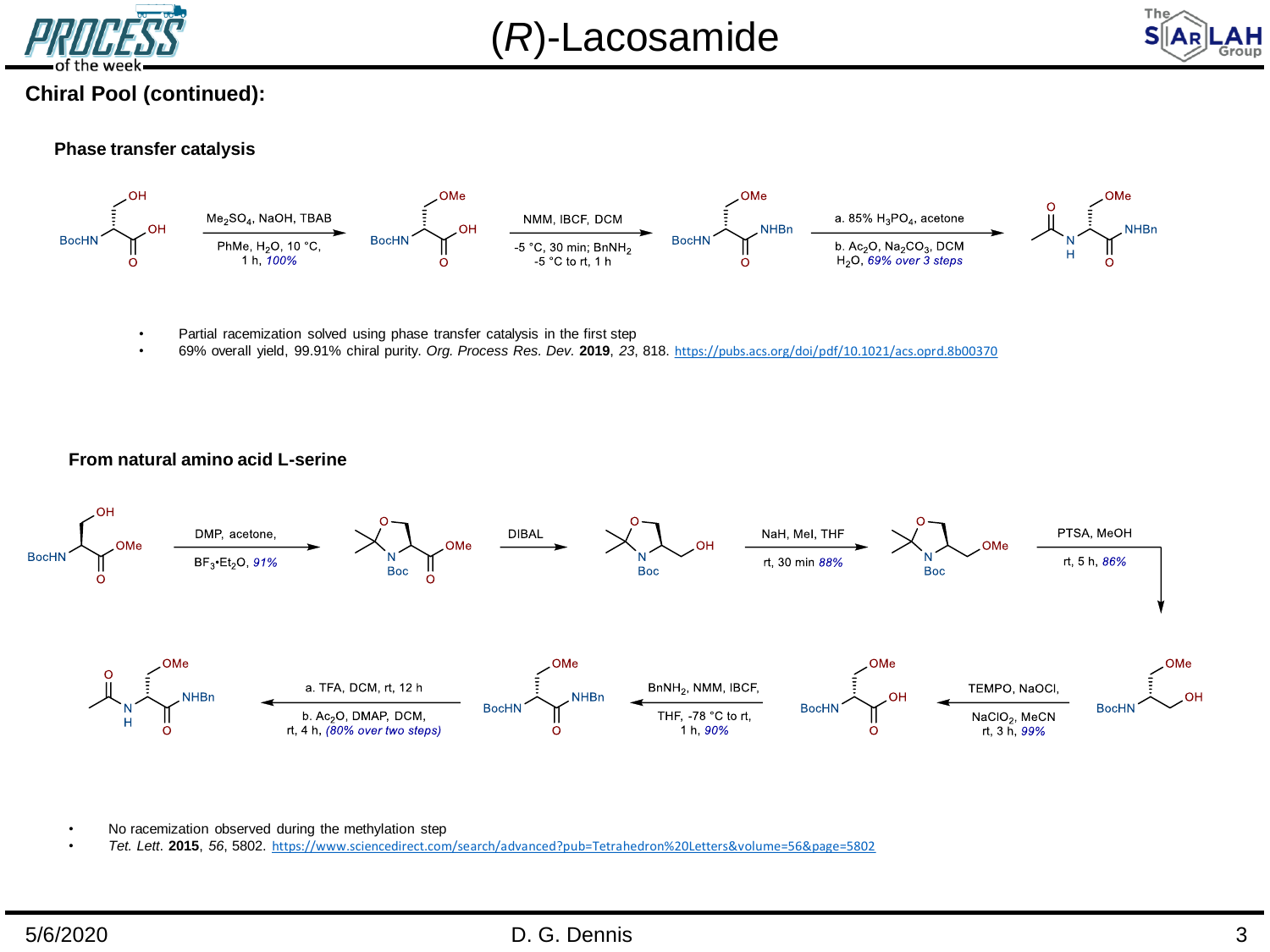# (*R*)-Lacosamide

## Chiral Pool (continued):

### Phase transfer catalysis

$Me_2SO_4$, NaOH, TBAB

PhMe, $H_2O$, 10 °C, 1 h, *100%*

NMM, IBCF, DCM

-5 °C, 30 min; $BnNH_2$ -5 °C to rt, 1 h

a. 85% $H_3PO_4$, acetone

b. $Ac_2O$, $Na_2CO_3$, DCM $H_2O$, *69% over 3 steps*

- Partial racemization solved using phase transfer catalysis in the first step
- 69% overall yield, 99.91% chiral purity. *Org. Process Res. Dev.* **2019**, *23*, 818. https://pubs.acs.org/doi/pdf/10.1021/acs.oprd.8b00370

### From natural amino acid L-serine

DMP, acetone, $BF_3$•$Et_2O$, *91%*

DIBAL

NaH, MeI, THF rt, 30 min *88%*

PTSA, MeOH rt, 5 h, *86%*

TEMPO, NaOCl, $NaClO_2$, MeCN rt, 3 h, *99%*

$BnNH_2$, NMM, IBCF, THF, -78 °C to rt, 1 h, *90%*

a. TFA, DCM, rt, 12 h

b. $Ac_2O$, DMAP, DCM, rt, 4 h, *(80% over two steps)*

- No racemization observed during the methylation step
- *Tet. Lett*. **2015**, *56*, 5802. https://www.sciencedirect.com/search/advanced?pub=Tetrahedron%20Letters&volume=56&page=5802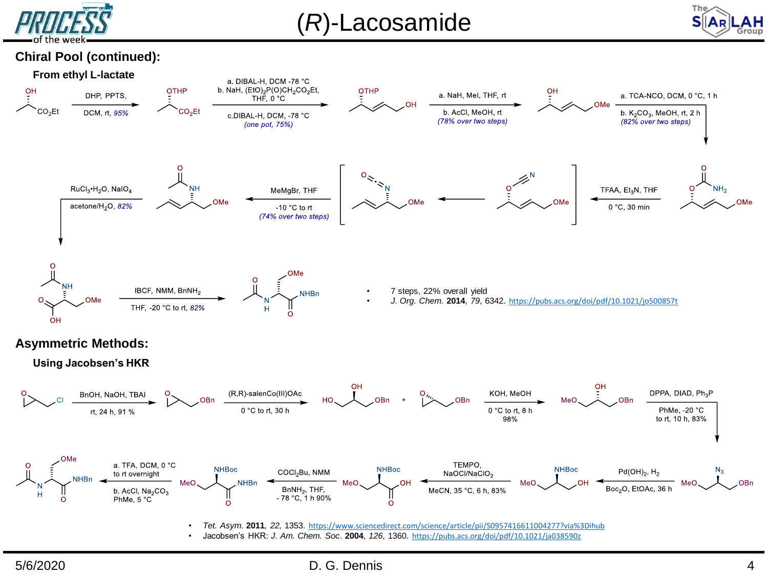# (R)-Lacosamide

## Chiral Pool (continued):

### From ethyl L-lactate

DHP, PPTS, DCM, rt, *95%*

a. DIBAL-H, DCM -78 °C
b. NaH, $(EtO)_2P(O)CH_2CO_2Et$, THF, 0 °C
c. DIBAL-H, DCM, -78 °C
*(one pot, 75%)*

a. NaH, MeI, THF, rt
b. AcCl, MeOH, rt
*(78% over two steps)*

a. TCA-NCO, DCM, 0 °C, 1 h
b. $K_2CO_3$, MeOH, rt, 2 h
*(82% over two steps)*

TFAA, $Et_3N$, THF, 0 °C, 30 min

MeMgBr, THF, -10 °C to rt
*(74% over two steps)*

$RuCl_3 \cdot H_2O$, $NaIO_4$, acetone/$H_2O$, *82%*

IBCF, NMM, $BnNH_2$, THF, -20 °C to rt, *82%*

- 7 steps, 22% overall yield
- *J. Org. Chem.* **2014**, *79*, 6342. https://pubs.acs.org/doi/pdf/10.1021/jo500857t

## Asymmetric Methods:

### Using Jacobsen's HKR

BnOH, NaOH, TBAI, rt, 24 h, 91 %

(R,R)-salenCo(III)OAc, 0 °C to rt, 30 h

KOH, MeOH, 0 °C to rt, 8 h, 98%

DPPA, DIAD, $Ph_3P$, PhMe, -20 °C to rt, 10 h, 83%

$Pd(OH)_2$, $H_2$, $Boc_2O$, EtOAc, 36 h

TEMPO, NaOCl/$NaClO_2$, MeCN, 35 °C, 6 h, 83%

$COCl_2Bu$, NMM, $BnNH_2$, THF, - 78 °C, 1 h 90%

a. TFA, DCM, 0 °C to rt overnight
b. AcCl, $Na_2CO_3$, PhMe, 5 °C

- *Tet. Asym.* **2011**, *22*, 1353. https://www.sciencedirect.com/science/article/pii/S0957416611004277?via%3Dihub
- Jacobsen's HKR: *J. Am. Chem. Soc*. **2004**, *126*, 1360. https://pubs.acs.org/doi/pdf/10.1021/ja038590z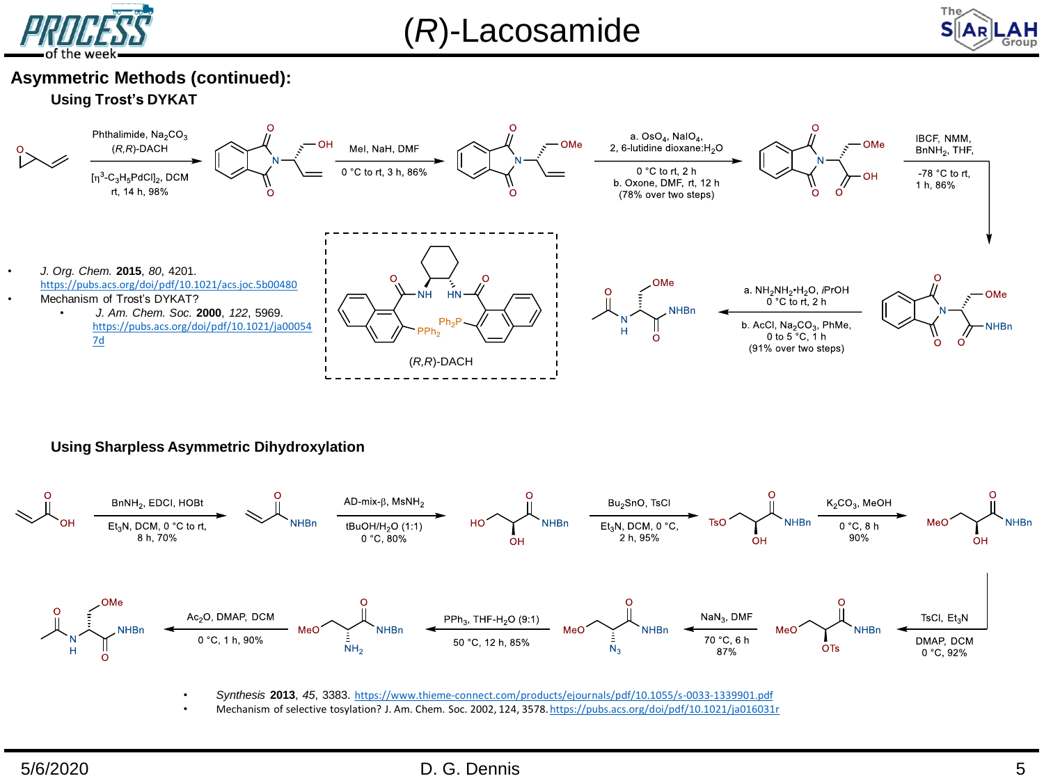# (*R*)-Lacosamide

## Asymmetric Methods (continued):

### Using Trost's DYKAT

Phthalimide, $Na_2CO_3$
(*R,R*)-DACH
$[\eta^3\text{-}C_3H_5PdCl]_2$, DCM
rt, 14 h, 98%

MeI, NaH, DMF
0 °C to rt, 3 h, 86%

a. $OsO_4$, $NaIO_4$,
2, 6-lutidine dioxane:$H_2O$
0 °C to rt, 2 h
b. Oxone, DMF, rt, 12 h
(78% over two steps)

IBCF, NMM,
$BnNH_2$, THF,
-78 °C to rt,
1 h, 86%

a. $NH_2NH_2{\cdot}H_2O$, *i*PrOH
0 °C to rt, 2 h
b. AcCl, $Na_2CO_3$, PhMe,
0 to 5 °C, 1 h
(91% over two steps)

(*R,R*)-DACH

- *J. Org. Chem.* **2015**, *80*, 4201.
  https://pubs.acs.org/doi/pdf/10.1021/acs.joc.5b00480
- Mechanism of Trost's DYKAT?
  - *J. Am. Chem. Soc.* **2000**, *122*, 5969.
    https://pubs.acs.org/doi/pdf/10.1021/ja000547d

### Using Sharpless Asymmetric Dihydroxylation

$BnNH_2$, EDCI, HOBt
$Et_3N$, DCM, 0 °C to rt,
8 h, 70%

AD-mix-β, $MsNH_2$
tBuOH/$H_2O$ (1:1)
0 °C, 80%

$Bu_2SnO$, TsCl
$Et_3N$, DCM, 0 °C,
2 h, 95%

$K_2CO_3$, MeOH
0 °C, 8 h
90%

TsCl, $Et_3N$
DMAP, DCM
0 °C, 92%

$NaN_3$, DMF
70 °C, 6 h
87%

$PPh_3$, THF-$H_2O$ (9:1)
50 °C, 12 h, 85%

$Ac_2O$, DMAP, DCM
0 °C, 1 h, 90%

- *Synthesis* **2013**, *45*, 3383. https://www.thieme-connect.com/products/ejournals/pdf/10.1055/s-0033-1339901.pdf
- Mechanism of selective tosylation? J. Am. Chem. Soc. 2002, 124, 3578. https://pubs.acs.org/doi/pdf/10.1021/ja016031r

5/6/2020 D. G. Dennis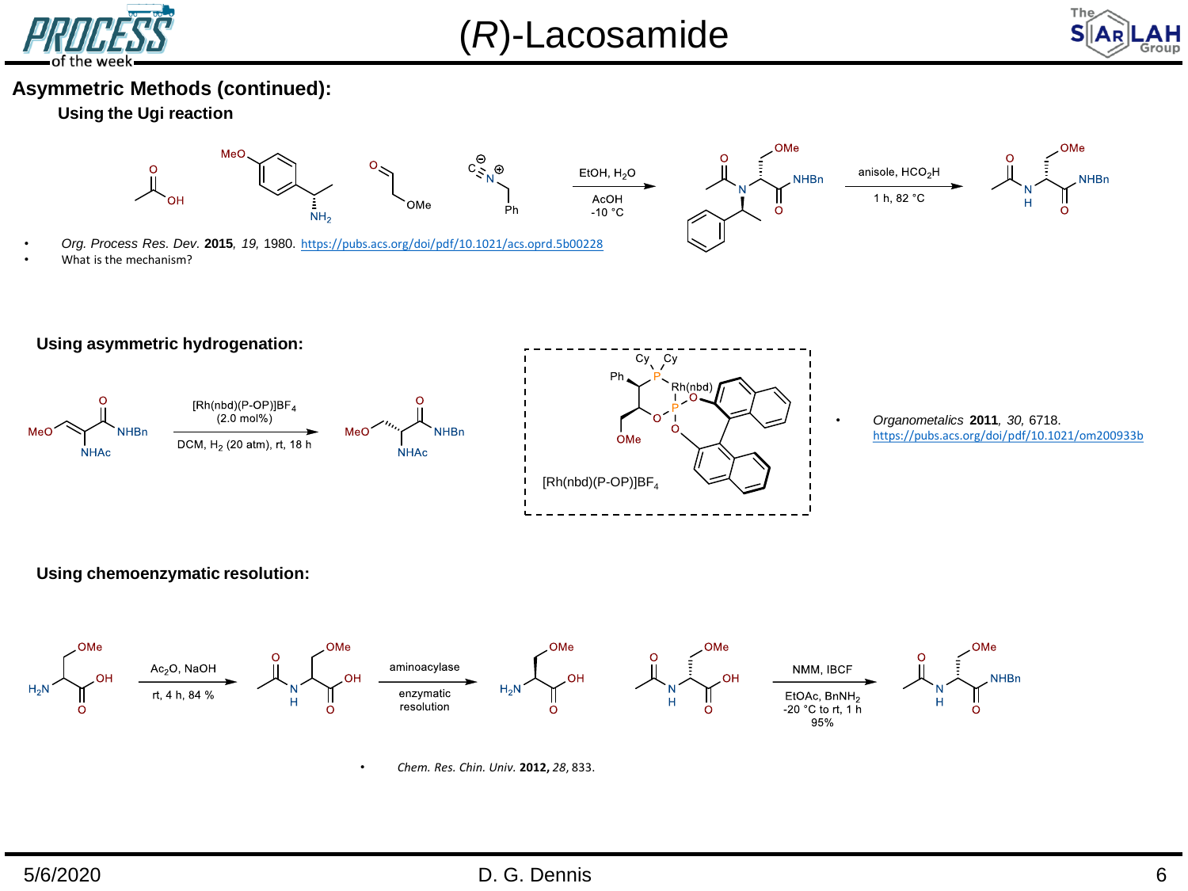# (*R*)-Lacosamide

## Asymmetric Methods (continued):

### Using the Ugi reaction

EtOH, $H_2O$

AcOH
-10 °C

anisole, $HCO_2H$

1 h, 82 °C

- *Org. Process Res. Dev.* **2015**, *19*, 1980. https://pubs.acs.org/doi/pdf/10.1021/acs.oprd.5b00228
- What is the mechanism?

### Using asymmetric hydrogenation:

[Rh(nbd)(P-OP)]$BF_4$
(2.0 mol%)

DCM, $H_2$ (20 atm), rt, 18 h

[Rh(nbd)(P-OP)]$BF_4$

- *Organometalics* **2011**, *30*, 6718. https://pubs.acs.org/doi/pdf/10.1021/om200933b

### Using chemoenzymatic resolution:

$Ac_2O$, NaOH

rt, 4 h, 84 %

aminoacylase

enzymatic resolution

NMM, IBCF

EtOAc, $BnNH_2$
-20 °C to rt, 1 h
95%

- *Chem. Res. Chin. Univ.* **2012,** *28*, 833.